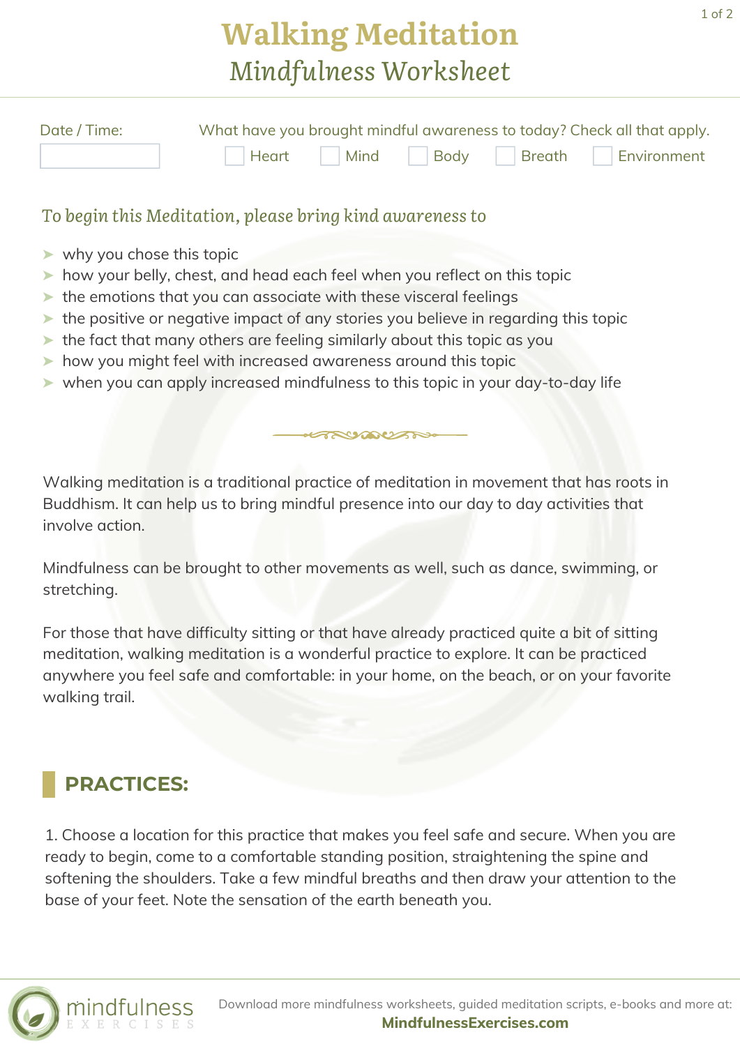# Walking Meditation

## *Mindfulness Worksheet*

Date / Time:

What have you brought mindful awareness to today? Check all that apply.

- [ ] Heart
- [ ] Mind
- [ ] Body
- [ ] Breath
- [ ] Environment

### *To begin this Meditation, please bring kind awareness to*

- why you chose this topic
- how your belly, chest, and head each feel when you reflect on this topic
- the emotions that you can associate with these visceral feelings
- the positive or negative impact of any stories you believe in regarding this topic
- the fact that many others are feeling similarly about this topic as you
- how you might feel with increased awareness around this topic
- when you can apply increased mindfulness to this topic in your day-to-day life

Walking meditation is a traditional practice of meditation in movement that has roots in Buddhism. It can help us to bring mindful presence into our day to day activities that involve action.

Mindfulness can be brought to other movements as well, such as dance, swimming, or stretching.

For those that have difficulty sitting or that have already practiced quite a bit of sitting meditation, walking meditation is a wonderful practice to explore. It can be practiced anywhere you feel safe and comfortable: in your home, on the beach, or on your favorite walking trail.

## PRACTICES:

1. Choose a location for this practice that makes you feel safe and secure. When you are ready to begin, come to a comfortable standing position, straightening the spine and softening the shoulders. Take a few mindful breaths and then draw your attention to the base of your feet. Note the sensation of the earth beneath you.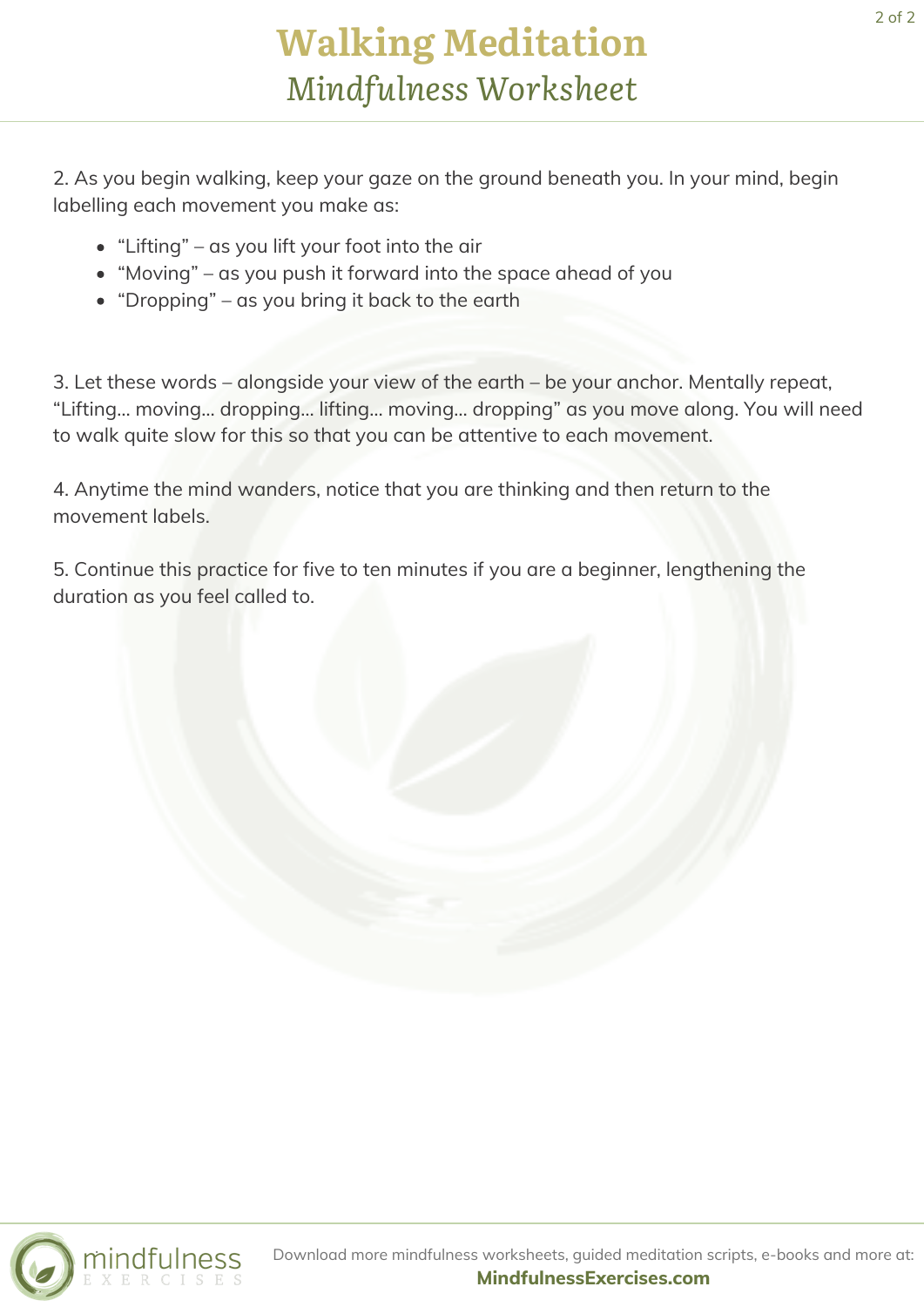# Walking Meditation

## *Mindfulness Worksheet*

2. As you begin walking, keep your gaze on the ground beneath you. In your mind, begin labelling each movement you make as:

- “Lifting” – as you lift your foot into the air
- “Moving” – as you push it forward into the space ahead of you
- “Dropping” – as you bring it back to the earth

3. Let these words – alongside your view of the earth – be your anchor. Mentally repeat, “Lifting... moving... dropping... lifting... moving... dropping” as you move along. You will need to walk quite slow for this so that you can be attentive to each movement.

4. Anytime the mind wanders, notice that you are thinking and then return to the movement labels.

5. Continue this practice for five to ten minutes if you are a beginner, lengthening the duration as you feel called to.

mindfulness EXERCISES

Download more mindfulness worksheets, guided meditation scripts, e-books and more at: **MindfulnessExercises.com**